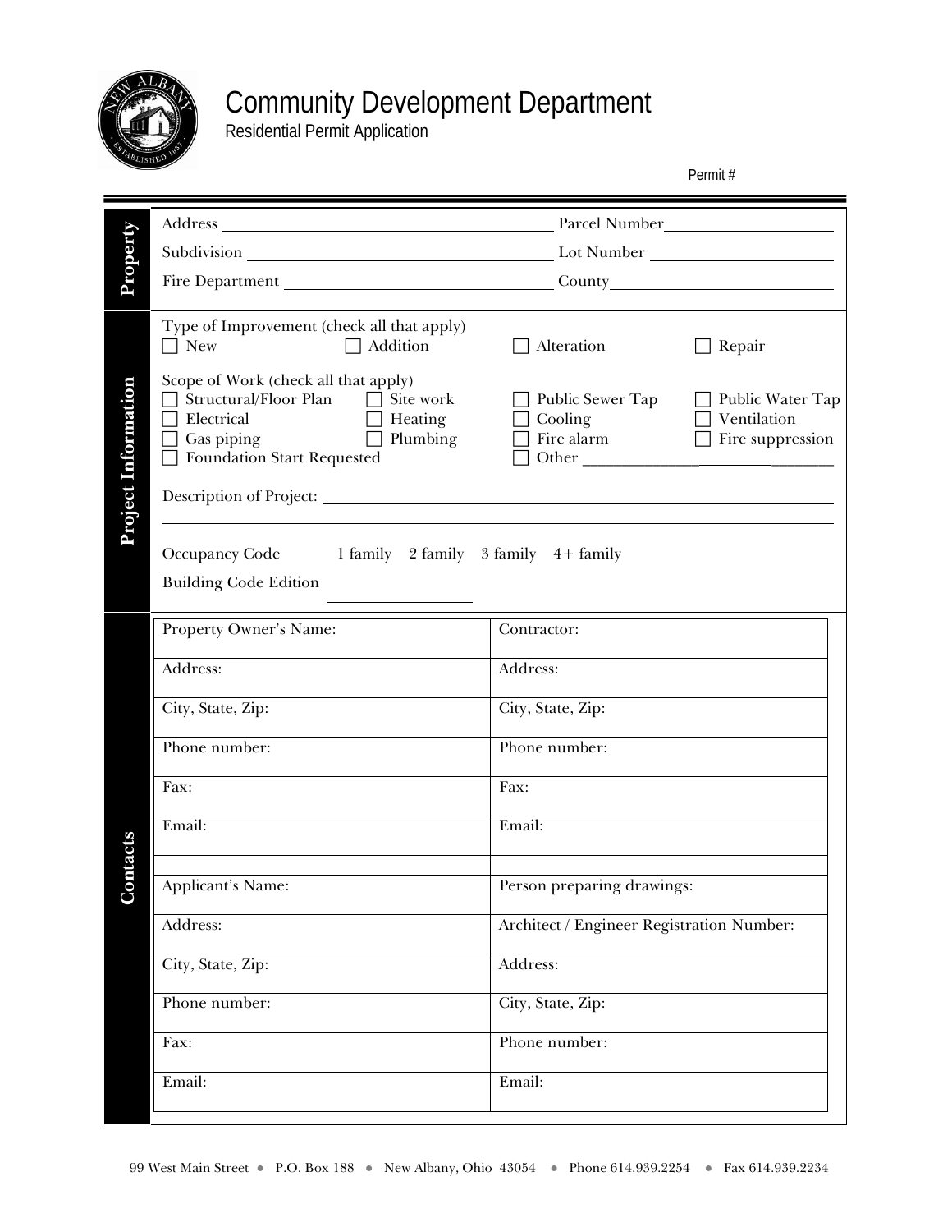# Community Development Department

Residential Permit Application

Permit #

## Property

Address ______________________ Parcel Number ______________________

Subdivision ______________________ Lot Number ______________________

Fire Department ______________________ County ______________________

## Project Information

Type of Improvement (check all that apply)

- ☐ New
- ☐ Addition
- ☐ Alteration
- ☐ Repair

Scope of Work (check all that apply)

- ☐ Structural/Floor Plan
- ☐ Site work
- ☐ Public Sewer Tap
- ☐ Public Water Tap
- ☐ Electrical
- ☐ Heating
- ☐ Cooling
- ☐ Ventilation
- ☐ Gas piping
- ☐ Plumbing
- ☐ Fire alarm
- ☐ Fire suppression
- ☐ Foundation Start Requested
- ☐ Other ______________________

Description of Project: ______________________

Occupancy Code 1 family 2 family 3 family 4+ family

Building Code Edition ______________________

## Contacts

| Property Owner's Name: | Contractor: |
|---|---|
| Address: | Address: |
| City, State, Zip: | City, State, Zip: |
| Phone number: | Phone number: |
| Fax: | Fax: |
| Email: | Email: |
| | |
| Applicant's Name: | Person preparing drawings: |
| Address: | Architect / Engineer Registration Number: |
| City, State, Zip: | Address: |
| Phone number: | City, State, Zip: |
| Fax: | Phone number: |
| Email: | Email: |

99 West Main Street ● P.O. Box 188 ● New Albany, Ohio 43054 ● Phone 614.939.2254 ● Fax 614.939.2234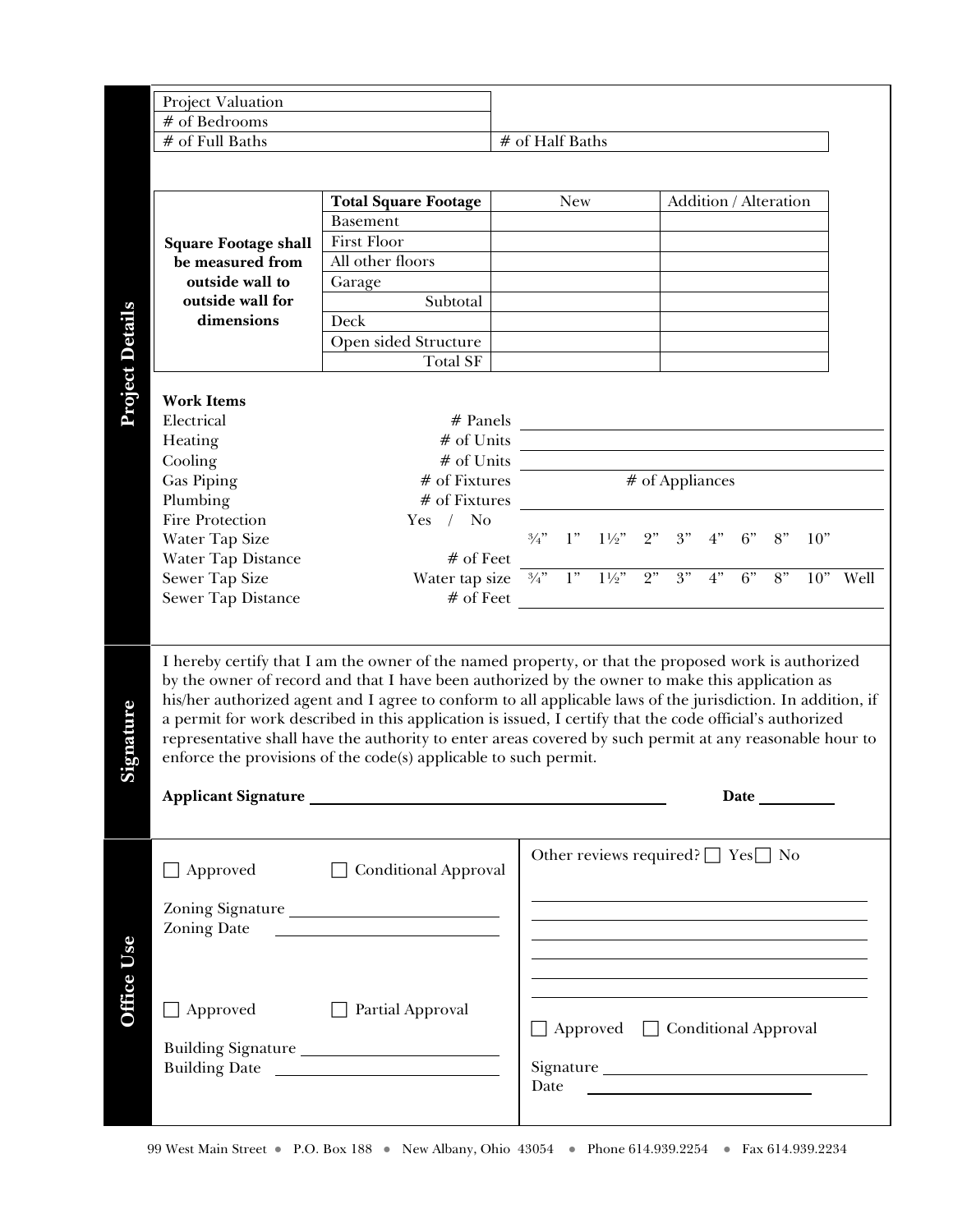## Project Details

| Project Valuation | |
|---|---|
| # of Bedrooms | |
| # of Full Baths | # of Half Baths |

| | Total Square Footage | New | Addition / Alteration |
|---|---|---|---|
| **Square Footage shall be measured from outside wall to outside wall for dimensions** | Basement | | |
| | First Floor | | |
| | All other floors | | |
| | Garage | | |
| | Subtotal | | |
| | Deck | | |
| | Open sided Structure | | |
| | Total SF | | |

**Work Items**

| | | |
|---|---|---|
| Electrical | # Panels | |
| Heating | # of Units | |
| Cooling | # of Units | |
| Gas Piping | # of Fixtures | # of Appliances |
| Plumbing | # of Fixtures | |
| Fire Protection | Yes / No | |
| Water Tap Size | | ¾" 1" 1½" 2" 3" 4" 6" 8" 10" |
| Water Tap Distance | # of Feet | |
| Sewer Tap Size | Water tap size | ¾" 1" 1½" 2" 3" 4" 6" 8" 10" Well |
| Sewer Tap Distance | # of Feet | |

## Signature

I hereby certify that I am the owner of the named property, or that the proposed work is authorized by the owner of record and that I have been authorized by the owner to make this application as his/her authorized agent and I agree to conform to all applicable laws of the jurisdiction. In addition, if a permit for work described in this application is issued, I certify that the code official's authorized representative shall have the authority to enter areas covered by such permit at any reasonable hour to enforce the provisions of the code(s) applicable to such permit.

**Applicant Signature** \_\_\_\_\_\_\_\_\_\_\_\_\_\_\_\_\_\_\_\_\_\_\_\_ **Date** \_\_\_\_\_\_\_\_

## Office Use

☐ Approved ☐ Conditional Approval

Zoning Signature \_\_\_\_\_\_\_\_\_\_\_\_\_\_\_\_\_\_\_\_
Zoning Date \_\_\_\_\_\_\_\_\_\_\_\_\_\_\_\_\_\_\_\_

☐ Approved ☐ Partial Approval

Building Signature \_\_\_\_\_\_\_\_\_\_\_\_\_\_\_\_\_\_\_\_
Building Date \_\_\_\_\_\_\_\_\_\_\_\_\_\_\_\_\_\_\_\_

Other reviews required? ☐ Yes ☐ No

\_\_\_\_\_\_\_\_\_\_\_\_\_\_\_\_\_\_\_\_\_\_\_\_\_\_\_\_\_\_\_\_\_\_\_\_
\_\_\_\_\_\_\_\_\_\_\_\_\_\_\_\_\_\_\_\_\_\_\_\_\_\_\_\_\_\_\_\_\_\_\_\_
\_\_\_\_\_\_\_\_\_\_\_\_\_\_\_\_\_\_\_\_\_\_\_\_\_\_\_\_\_\_\_\_\_\_\_\_
\_\_\_\_\_\_\_\_\_\_\_\_\_\_\_\_\_\_\_\_\_\_\_\_\_\_\_\_\_\_\_\_\_\_\_\_
\_\_\_\_\_\_\_\_\_\_\_\_\_\_\_\_\_\_\_\_\_\_\_\_\_\_\_\_\_\_\_\_\_\_\_\_
\_\_\_\_\_\_\_\_\_\_\_\_\_\_\_\_\_\_\_\_\_\_\_\_\_\_\_\_\_\_\_\_\_\_\_\_

☐ Approved ☐ Conditional Approval

Signature \_\_\_\_\_\_\_\_\_\_\_\_\_\_\_\_\_\_\_\_
Date \_\_\_\_\_\_\_\_\_\_\_\_\_\_\_\_\_\_\_\_

99 West Main Street • P.O. Box 188 • New Albany, Ohio 43054 • Phone 614.939.2254 • Fax 614.939.2234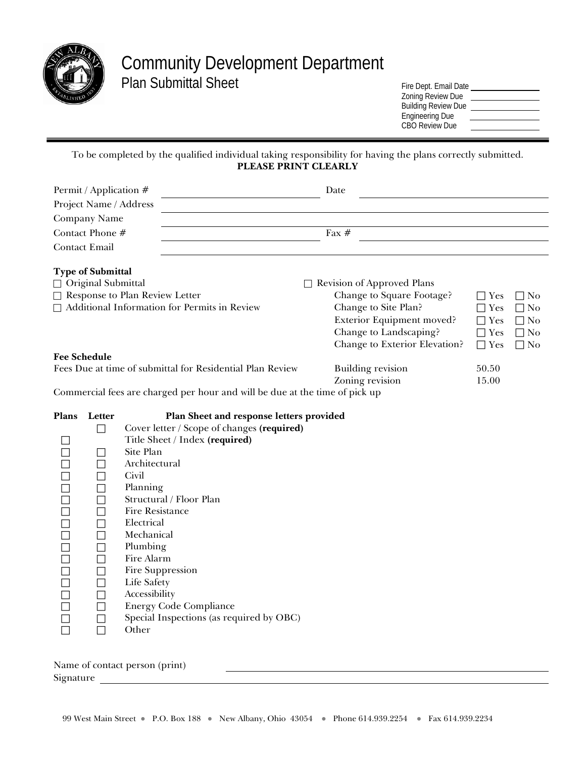# Community Development Department

## Plan Submittal Sheet

Fire Dept. Email Date ____________
Zoning Review Due ____________
Building Review Due ____________
Engineering Due ____________
CBO Review Due ____________

To be completed by the qualified individual taking responsibility for having the plans correctly submitted.

**PLEASE PRINT CLEARLY**

Permit / Application # ____________________ Date ____________________
Project Name / Address ____________________
Company Name ____________________
Contact Phone # ____________________ Fax # ____________________
Contact Email ____________________

**Type of Submittal**

☐ Original Submittal
☐ Response to Plan Review Letter
☐ Additional Information for Permits in Review

☐ Revision of Approved Plans

| | | |
|---|---|---|
| Change to Square Footage? | ☐ Yes | ☐ No |
| Change to Site Plan? | ☐ Yes | ☐ No |
| Exterior Equipment moved? | ☐ Yes | ☐ No |
| Change to Landscaping? | ☐ Yes | ☐ No |
| Change to Exterior Elevation? | ☐ Yes | ☐ No |

**Fee Schedule**

Fees Due at time of submittal for Residential Plan Review

| | |
|---|---|
| Building revision | 50.50 |
| Zoning revision | 15.00 |

Commercial fees are charged per hour and will be due at the time of pick up

| Plans | Letter | Plan Sheet and response letters provided |
|---|---|---|
| | ☐ | Cover letter / Scope of changes **(required)** |
| ☐ | | Title Sheet / Index **(required)** |
| ☐ | ☐ | Site Plan |
| ☐ | ☐ | Architectural |
| ☐ | ☐ | Civil |
| ☐ | ☐ | Planning |
| ☐ | ☐ | Structural / Floor Plan |
| ☐ | ☐ | Fire Resistance |
| ☐ | ☐ | Electrical |
| ☐ | ☐ | Mechanical |
| ☐ | ☐ | Plumbing |
| ☐ | ☐ | Fire Alarm |
| ☐ | ☐ | Fire Suppression |
| ☐ | ☐ | Life Safety |
| ☐ | ☐ | Accessibility |
| ☐ | ☐ | Energy Code Compliance |
| ☐ | ☐ | Special Inspections (as required by OBC) |
| ☐ | ☐ | Other |

Name of contact person (print) ____________________
Signature ____________________

99 West Main Street • P.O. Box 188 • New Albany, Ohio 43054 • Phone 614.939.2254 • Fax 614.939.2234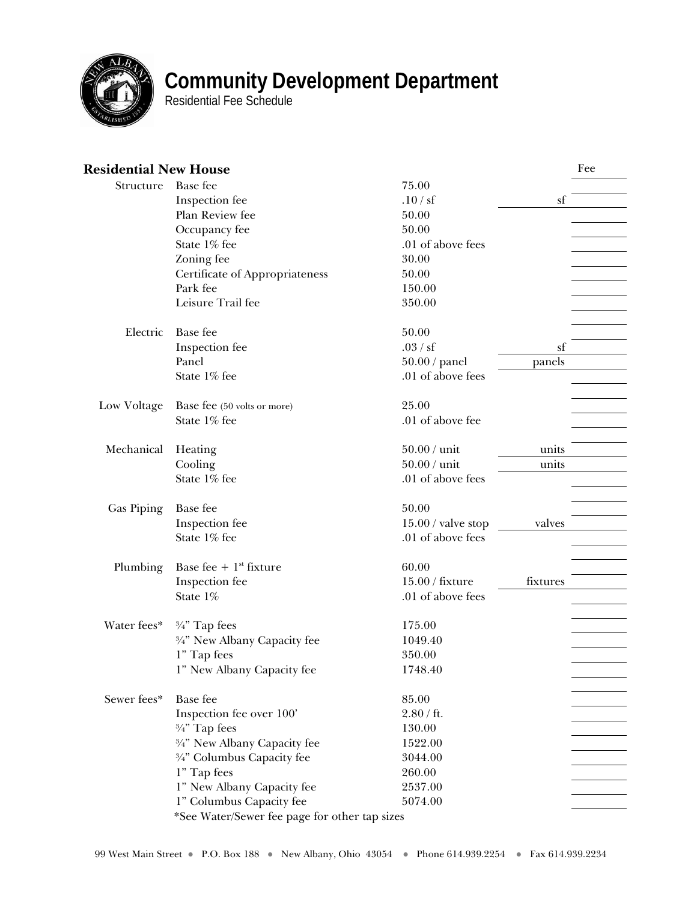# Community Development Department

Residential Fee Schedule

## Residential New House

| Category | Item | Rate | Quantity | Fee |
|---|---|---|---|---|
| Structure | Base fee | 75.00 | | |
| | Inspection fee | .10 / sf | sf | |
| | Plan Review fee | 50.00 | | |
| | Occupancy fee | 50.00 | | |
| | State 1% fee | .01 of above fees | | |
| | Zoning fee | 30.00 | | |
| | Certificate of Appropriateness | 50.00 | | |
| | Park fee | 150.00 | | |
| | Leisure Trail fee | 350.00 | | |
| Electric | Base fee | 50.00 | | |
| | Inspection fee | .03 / sf | sf | |
| | Panel | 50.00 / panel | panels | |
| | State 1% fee | .01 of above fees | | |
| Low Voltage | Base fee (50 volts or more) | 25.00 | | |
| | State 1% fee | .01 of above fee | | |
| Mechanical | Heating | 50.00 / unit | units | |
| | Cooling | 50.00 / unit | units | |
| | State 1% fee | .01 of above fees | | |
| Gas Piping | Base fee | 50.00 | | |
| | Inspection fee | 15.00 / valve stop | valves | |
| | State 1% fee | .01 of above fees | | |
| Plumbing | Base fee + 1st fixture | 60.00 | | |
| | Inspection fee | 15.00 / fixture | fixtures | |
| | State 1% | .01 of above fees | | |
| Water fees* | ¾" Tap fees | 175.00 | | |
| | ¾" New Albany Capacity fee | 1049.40 | | |
| | 1" Tap fees | 350.00 | | |
| | 1" New Albany Capacity fee | 1748.40 | | |
| Sewer fees* | Base fee | 85.00 | | |
| | Inspection fee over 100' | 2.80 / ft. | | |
| | ¾" Tap fees | 130.00 | | |
| | ¾" New Albany Capacity fee | 1522.00 | | |
| | ¾" Columbus Capacity fee | 3044.00 | | |
| | 1" Tap fees | 260.00 | | |
| | 1" New Albany Capacity fee | 2537.00 | | |
| | 1" Columbus Capacity fee | 5074.00 | | |

*See Water/Sewer fee page for other tap sizes

99 West Main Street • P.O. Box 188 • New Albany, Ohio 43054 • Phone 614.939.2254 • Fax 614.939.2234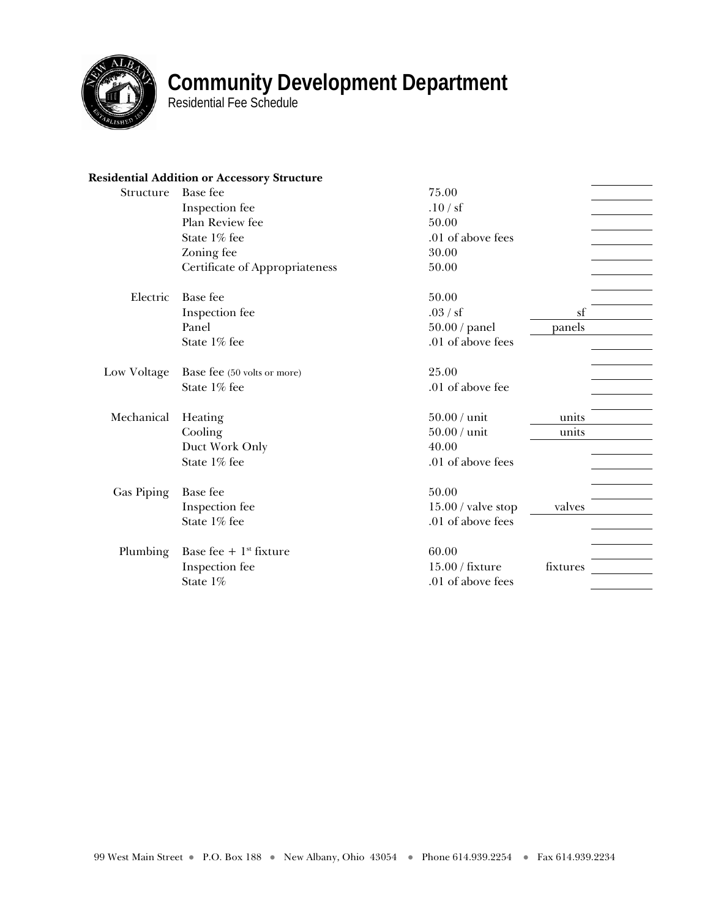# Community Development Department

Residential Fee Schedule

**Residential Addition or Accessory Structure**

| Category | Item | Fee | Quantity | Amount |
|---|---|---|---|---|
| Structure | Base fee | 75.00 | | |
| | Inspection fee | .10 / sf | | |
| | Plan Review fee | 50.00 | | |
| | State 1% fee | .01 of above fees | | |
| | Zoning fee | 30.00 | | |
| | Certificate of Appropriateness | 50.00 | | |
| Electric | Base fee | 50.00 | | |
| | Inspection fee | .03 / sf | sf | |
| | Panel | 50.00 / panel | panels | |
| | State 1% fee | .01 of above fees | | |
| Low Voltage | Base fee (50 volts or more) | 25.00 | | |
| | State 1% fee | .01 of above fee | | |
| Mechanical | Heating | 50.00 / unit | units | |
| | Cooling | 50.00 / unit | units | |
| | Duct Work Only | 40.00 | | |
| | State 1% fee | .01 of above fees | | |
| Gas Piping | Base fee | 50.00 | | |
| | Inspection fee | 15.00 / valve stop | valves | |
| | State 1% fee | .01 of above fees | | |
| Plumbing | Base fee + 1st fixture | 60.00 | | |
| | Inspection fee | 15.00 / fixture | fixtures | |
| | State 1% | .01 of above fees | | |

99 West Main Street • P.O. Box 188 • New Albany, Ohio 43054 • Phone 614.939.2254 • Fax 614.939.2234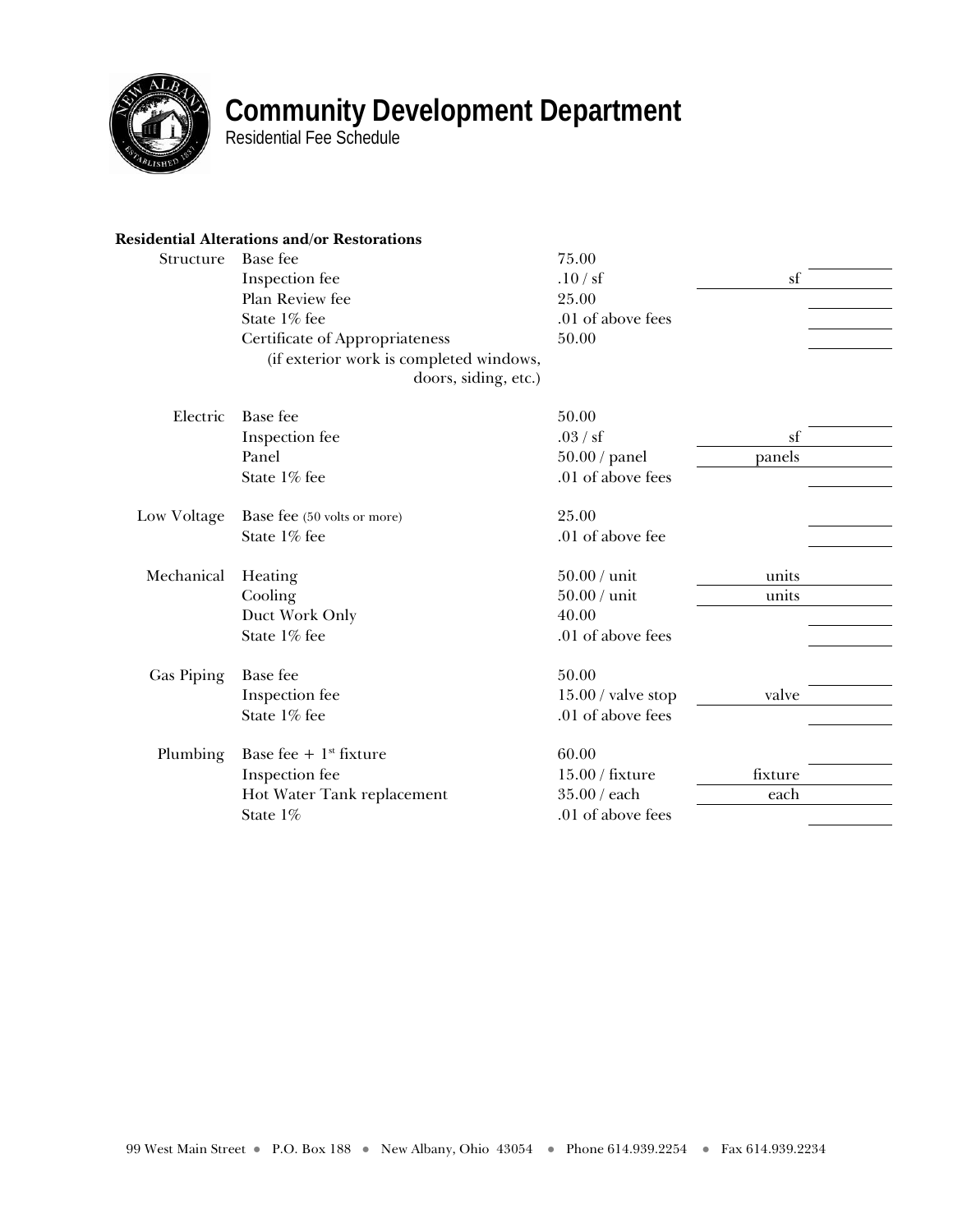# Community Development Department

Residential Fee Schedule

**Residential Alterations and/or Restorations**

| Category | Item | Fee | Quantity | Amount |
|---|---|---|---|---|
| Structure | Base fee | 75.00 | | |
| | Inspection fee | .10 / sf | sf | |
| | Plan Review fee | 25.00 | | |
| | State 1% fee | .01 of above fees | | |
| | Certificate of Appropriateness (if exterior work is completed windows, doors, siding, etc.) | 50.00 | | |
| Electric | Base fee | 50.00 | | |
| | Inspection fee | .03 / sf | sf | |
| | Panel | 50.00 / panel | panels | |
| | State 1% fee | .01 of above fees | | |
| Low Voltage | Base fee (50 volts or more) | 25.00 | | |
| | State 1% fee | .01 of above fee | | |
| Mechanical | Heating | 50.00 / unit | units | |
| | Cooling | 50.00 / unit | units | |
| | Duct Work Only | 40.00 | | |
| | State 1% fee | .01 of above fees | | |
| Gas Piping | Base fee | 50.00 | | |
| | Inspection fee | 15.00 / valve stop | valve | |
| | State 1% fee | .01 of above fees | | |
| Plumbing | Base fee + 1st fixture | 60.00 | | |
| | Inspection fee | 15.00 / fixture | fixture | |
| | Hot Water Tank replacement | 35.00 / each | each | |
| | State 1% | .01 of above fees | | |

99 West Main Street • P.O. Box 188 • New Albany, Ohio 43054 • Phone 614.939.2254 • Fax 614.939.2234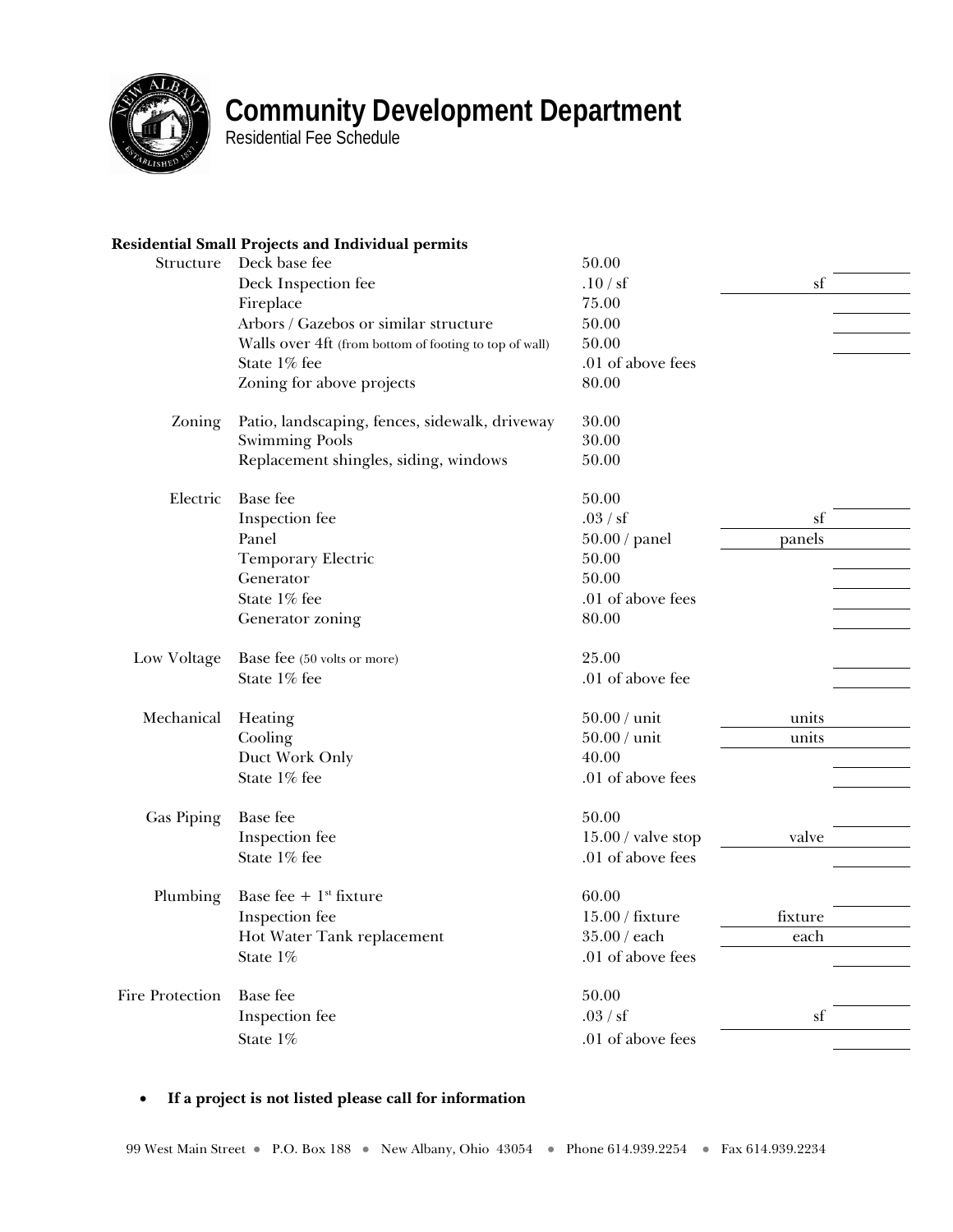# Community Development Department

Residential Fee Schedule

**Residential Small Projects and Individual permits**

| | | | | |
|---|---|---|---|---|
| Structure | Deck base fee | 50.00 | | |
| | Deck Inspection fee | .10 / sf | sf | |
| | Fireplace | 75.00 | | |
| | Arbors / Gazebos or similar structure | 50.00 | | |
| | Walls over 4ft (from bottom of footing to top of wall) | 50.00 | | |
| | State 1% fee | .01 of above fees | | |
| | Zoning for above projects | 80.00 | | |
| Zoning | Patio, landscaping, fences, sidewalk, driveway | 30.00 | | |
| | Swimming Pools | 30.00 | | |
| | Replacement shingles, siding, windows | 50.00 | | |
| Electric | Base fee | 50.00 | | |
| | Inspection fee | .03 / sf | sf | |
| | Panel | 50.00 / panel | panels | |
| | Temporary Electric | 50.00 | | |
| | Generator | 50.00 | | |
| | State 1% fee | .01 of above fees | | |
| | Generator zoning | 80.00 | | |
| Low Voltage | Base fee (50 volts or more) | 25.00 | | |
| | State 1% fee | .01 of above fee | | |
| Mechanical | Heating | 50.00 / unit | units | |
| | Cooling | 50.00 / unit | units | |
| | Duct Work Only | 40.00 | | |
| | State 1% fee | .01 of above fees | | |
| Gas Piping | Base fee | 50.00 | | |
| | Inspection fee | 15.00 / valve stop | valve | |
| | State 1% fee | .01 of above fees | | |
| Plumbing | Base fee + 1st fixture | 60.00 | | |
| | Inspection fee | 15.00 / fixture | fixture | |
| | Hot Water Tank replacement | 35.00 / each | each | |
| | State 1% | .01 of above fees | | |
| Fire Protection | Base fee | 50.00 | | |
| | Inspection fee | .03 / sf | sf | |
| | State 1% | .01 of above fees | | |

- **If a project is not listed please call for information**

99 West Main Street • P.O. Box 188 • New Albany, Ohio 43054 • Phone 614.939.2254 • Fax 614.939.2234